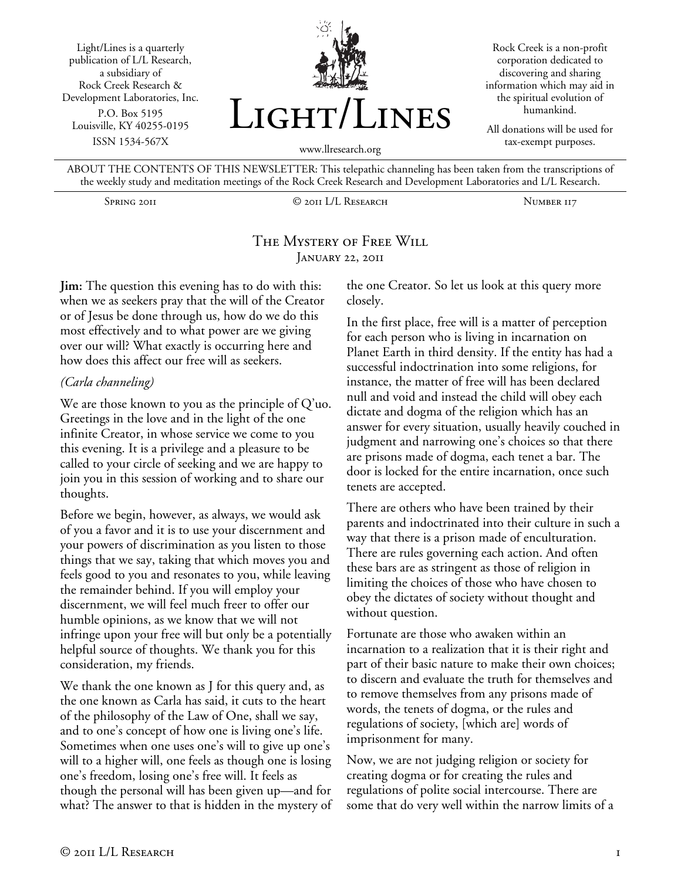Light/Lines is a quarterly publication of L/L Research, a subsidiary of Rock Creek Research & Development Laboratories, Inc.
P.O. Box 5195
Louisville, KY 40255-0195
ISSN 1534-567X

# Light/Lines

www.llresearch.org

Rock Creek is a non-profit corporation dedicated to discovering and sharing information which may aid in the spiritual evolution of humankind.

All donations will be used for tax-exempt purposes.

ABOUT THE CONTENTS OF THIS NEWSLETTER: This telepathic channeling has been taken from the transcriptions of the weekly study and meditation meetings of the Rock Creek Research and Development Laboratories and L/L Research.

Spring 2011 | © 2011 L/L Research | Number 117

## The Mystery of Free Will
January 22, 2011

**Jim:** The question this evening has to do with this: when we as seekers pray that the will of the Creator or of Jesus be done through us, how do we do this most effectively and to what power are we giving over our will? What exactly is occurring here and how does this affect our free will as seekers.

*(Carla channeling)*

We are those known to you as the principle of Q'uo. Greetings in the love and in the light of the one infinite Creator, in whose service we come to you this evening. It is a privilege and a pleasure to be called to your circle of seeking and we are happy to join you in this session of working and to share our thoughts.

Before we begin, however, as always, we would ask of you a favor and it is to use your discernment and your powers of discrimination as you listen to those things that we say, taking that which moves you and feels good to you and resonates to you, while leaving the remainder behind. If you will employ your discernment, we will feel much freer to offer our humble opinions, as we know that we will not infringe upon your free will but only be a potentially helpful source of thoughts. We thank you for this consideration, my friends.

We thank the one known as J for this query and, as the one known as Carla has said, it cuts to the heart of the philosophy of the Law of One, shall we say, and to one's concept of how one is living one's life. Sometimes when one uses one's will to give up one's will to a higher will, one feels as though one is losing one's freedom, losing one's free will. It feels as though the personal will has been given up—and for what? The answer to that is hidden in the mystery of the one Creator. So let us look at this query more closely.

In the first place, free will is a matter of perception for each person who is living in incarnation on Planet Earth in third density. If the entity has had a successful indoctrination into some religions, for instance, the matter of free will has been declared null and void and instead the child will obey each dictate and dogma of the religion which has an answer for every situation, usually heavily couched in judgment and narrowing one's choices so that there are prisons made of dogma, each tenet a bar. The door is locked for the entire incarnation, once such tenets are accepted.

There are others who have been trained by their parents and indoctrinated into their culture in such a way that there is a prison made of enculturation. There are rules governing each action. And often these bars are as stringent as those of religion in limiting the choices of those who have chosen to obey the dictates of society without thought and without question.

Fortunate are those who awaken within an incarnation to a realization that it is their right and part of their basic nature to make their own choices; to discern and evaluate the truth for themselves and to remove themselves from any prisons made of words, the tenets of dogma, or the rules and regulations of society, [which are] words of imprisonment for many.

Now, we are not judging religion or society for creating dogma or for creating the rules and regulations of polite social intercourse. There are some that do very well within the narrow limits of a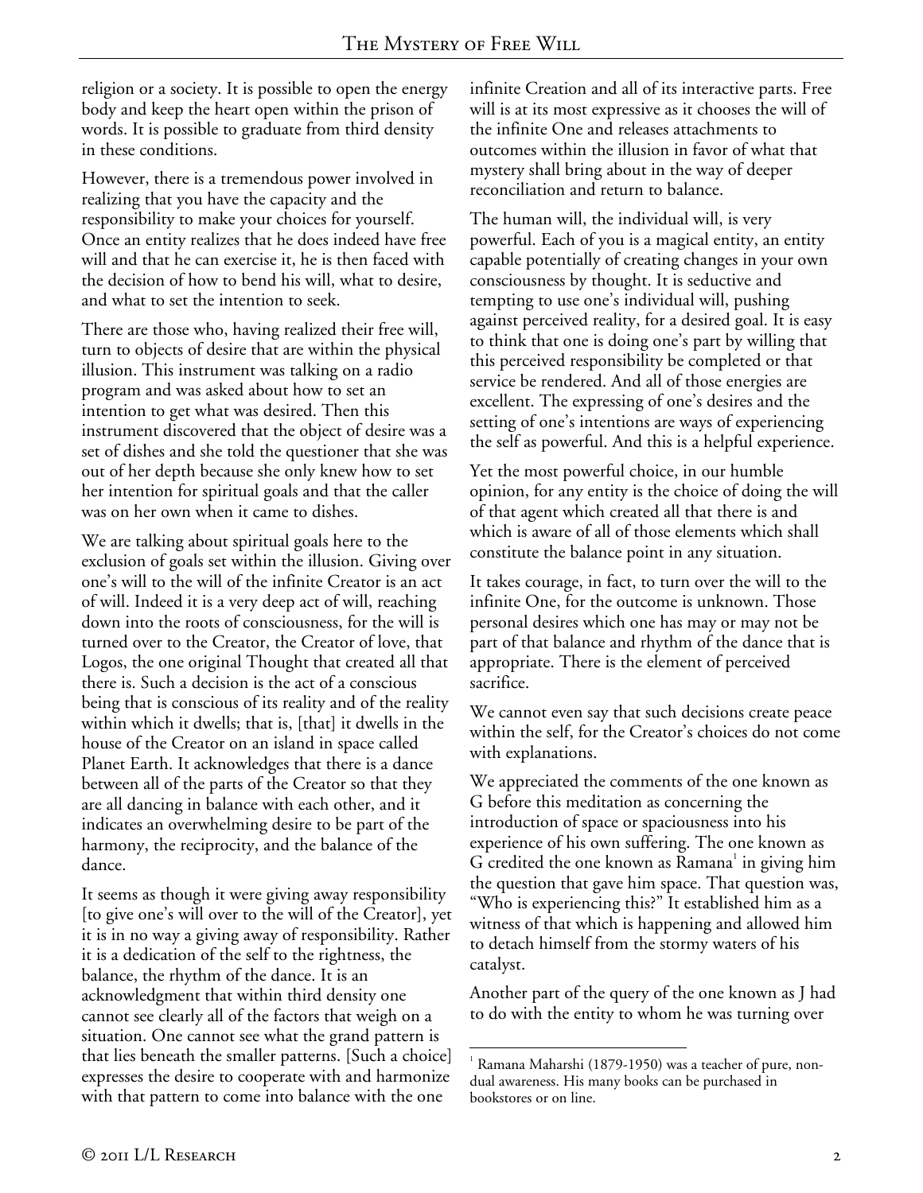religion or a society. It is possible to open the energy body and keep the heart open within the prison of words. It is possible to graduate from third density in these conditions.

However, there is a tremendous power involved in realizing that you have the capacity and the responsibility to make your choices for yourself. Once an entity realizes that he does indeed have free will and that he can exercise it, he is then faced with the decision of how to bend his will, what to desire, and what to set the intention to seek.

There are those who, having realized their free will, turn to objects of desire that are within the physical illusion. This instrument was talking on a radio program and was asked about how to set an intention to get what was desired. Then this instrument discovered that the object of desire was a set of dishes and she told the questioner that she was out of her depth because she only knew how to set her intention for spiritual goals and that the caller was on her own when it came to dishes.

We are talking about spiritual goals here to the exclusion of goals set within the illusion. Giving over one's will to the will of the infinite Creator is an act of will. Indeed it is a very deep act of will, reaching down into the roots of consciousness, for the will is turned over to the Creator, the Creator of love, that Logos, the one original Thought that created all that there is. Such a decision is the act of a conscious being that is conscious of its reality and of the reality within which it dwells; that is, [that] it dwells in the house of the Creator on an island in space called Planet Earth. It acknowledges that there is a dance between all of the parts of the Creator so that they are all dancing in balance with each other, and it indicates an overwhelming desire to be part of the harmony, the reciprocity, and the balance of the dance.

It seems as though it were giving away responsibility [to give one's will over to the will of the Creator], yet it is in no way a giving away of responsibility. Rather it is a dedication of the self to the rightness, the balance, the rhythm of the dance. It is an acknowledgment that within third density one cannot see clearly all of the factors that weigh on a situation. One cannot see what the grand pattern is that lies beneath the smaller patterns. [Such a choice] expresses the desire to cooperate with and harmonize with that pattern to come into balance with the one infinite Creation and all of its interactive parts. Free will is at its most expressive as it chooses the will of the infinite One and releases attachments to outcomes within the illusion in favor of what that mystery shall bring about in the way of deeper reconciliation and return to balance.

The human will, the individual will, is very powerful. Each of you is a magical entity, an entity capable potentially of creating changes in your own consciousness by thought. It is seductive and tempting to use one's individual will, pushing against perceived reality, for a desired goal. It is easy to think that one is doing one's part by willing that this perceived responsibility be completed or that service be rendered. And all of those energies are excellent. The expressing of one's desires and the setting of one's intentions are ways of experiencing the self as powerful. And this is a helpful experience.

Yet the most powerful choice, in our humble opinion, for any entity is the choice of doing the will of that agent which created all that there is and which is aware of all of those elements which shall constitute the balance point in any situation.

It takes courage, in fact, to turn over the will to the infinite One, for the outcome is unknown. Those personal desires which one has may or may not be part of that balance and rhythm of the dance that is appropriate. There is the element of perceived sacrifice.

We cannot even say that such decisions create peace within the self, for the Creator's choices do not come with explanations.

We appreciated the comments of the one known as G before this meditation as concerning the introduction of space or spaciousness into his experience of his own suffering. The one known as G credited the one known as Ramana[1] in giving him the question that gave him space. That question was, "Who is experiencing this?" It established him as a witness of that which is happening and allowed him to detach himself from the stormy waters of his catalyst.

Another part of the query of the one known as J had to do with the entity to whom he was turning over

[1] Ramana Maharshi (1879-1950) was a teacher of pure, non-dual awareness. His many books can be purchased in bookstores or on line.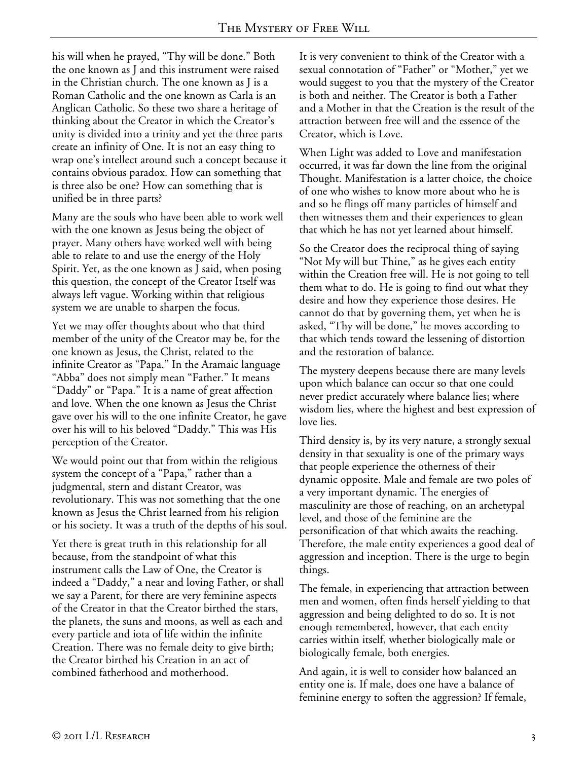his will when he prayed, "Thy will be done." Both the one known as J and this instrument were raised in the Christian church. The one known as J is a Roman Catholic and the one known as Carla is an Anglican Catholic. So these two share a heritage of thinking about the Creator in which the Creator's unity is divided into a trinity and yet the three parts create an infinity of One. It is not an easy thing to wrap one's intellect around such a concept because it contains obvious paradox. How can something that is three also be one? How can something that is unified be in three parts?

Many are the souls who have been able to work well with the one known as Jesus being the object of prayer. Many others have worked well with being able to relate to and use the energy of the Holy Spirit. Yet, as the one known as J said, when posing this question, the concept of the Creator Itself was always left vague. Working within that religious system we are unable to sharpen the focus.

Yet we may offer thoughts about who that third member of the unity of the Creator may be, for the one known as Jesus, the Christ, related to the infinite Creator as "Papa." In the Aramaic language "Abba" does not simply mean "Father." It means "Daddy" or "Papa." It is a name of great affection and love. When the one known as Jesus the Christ gave over his will to the one infinite Creator, he gave over his will to his beloved "Daddy." This was His perception of the Creator.

We would point out that from within the religious system the concept of a "Papa," rather than a judgmental, stern and distant Creator, was revolutionary. This was not something that the one known as Jesus the Christ learned from his religion or his society. It was a truth of the depths of his soul.

Yet there is great truth in this relationship for all because, from the standpoint of what this instrument calls the Law of One, the Creator is indeed a "Daddy," a near and loving Father, or shall we say a Parent, for there are very feminine aspects of the Creator in that the Creator birthed the stars, the planets, the suns and moons, as well as each and every particle and iota of life within the infinite Creation. There was no female deity to give birth; the Creator birthed his Creation in an act of combined fatherhood and motherhood.

It is very convenient to think of the Creator with a sexual connotation of "Father" or "Mother," yet we would suggest to you that the mystery of the Creator is both and neither. The Creator is both a Father and a Mother in that the Creation is the result of the attraction between free will and the essence of the Creator, which is Love.

When Light was added to Love and manifestation occurred, it was far down the line from the original Thought. Manifestation is a latter choice, the choice of one who wishes to know more about who he is and so he flings off many particles of himself and then witnesses them and their experiences to glean that which he has not yet learned about himself.

So the Creator does the reciprocal thing of saying "Not My will but Thine," as he gives each entity within the Creation free will. He is not going to tell them what to do. He is going to find out what they desire and how they experience those desires. He cannot do that by governing them, yet when he is asked, "Thy will be done," he moves according to that which tends toward the lessening of distortion and the restoration of balance.

The mystery deepens because there are many levels upon which balance can occur so that one could never predict accurately where balance lies; where wisdom lies, where the highest and best expression of love lies.

Third density is, by its very nature, a strongly sexual density in that sexuality is one of the primary ways that people experience the otherness of their dynamic opposite. Male and female are two poles of a very important dynamic. The energies of masculinity are those of reaching, on an archetypal level, and those of the feminine are the personification of that which awaits the reaching. Therefore, the male entity experiences a good deal of aggression and inception. There is the urge to begin things.

The female, in experiencing that attraction between men and women, often finds herself yielding to that aggression and being delighted to do so. It is not enough remembered, however, that each entity carries within itself, whether biologically male or biologically female, both energies.

And again, it is well to consider how balanced an entity one is. If male, does one have a balance of feminine energy to soften the aggression? If female,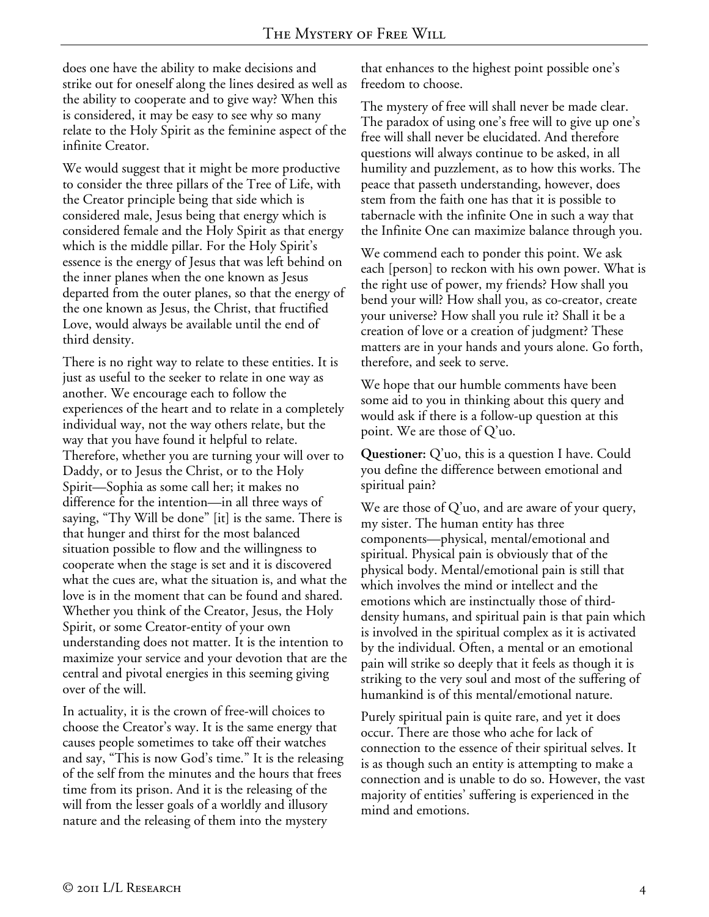does one have the ability to make decisions and strike out for oneself along the lines desired as well as the ability to cooperate and to give way? When this is considered, it may be easy to see why so many relate to the Holy Spirit as the feminine aspect of the infinite Creator.

We would suggest that it might be more productive to consider the three pillars of the Tree of Life, with the Creator principle being that side which is considered male, Jesus being that energy which is considered female and the Holy Spirit as that energy which is the middle pillar. For the Holy Spirit's essence is the energy of Jesus that was left behind on the inner planes when the one known as Jesus departed from the outer planes, so that the energy of the one known as Jesus, the Christ, that fructified Love, would always be available until the end of third density.

There is no right way to relate to these entities. It is just as useful to the seeker to relate in one way as another. We encourage each to follow the experiences of the heart and to relate in a completely individual way, not the way others relate, but the way that you have found it helpful to relate. Therefore, whether you are turning your will over to Daddy, or to Jesus the Christ, or to the Holy Spirit—Sophia as some call her; it makes no difference for the intention—in all three ways of saying, "Thy Will be done" [it] is the same. There is that hunger and thirst for the most balanced situation possible to flow and the willingness to cooperate when the stage is set and it is discovered what the cues are, what the situation is, and what the love is in the moment that can be found and shared. Whether you think of the Creator, Jesus, the Holy Spirit, or some Creator-entity of your own understanding does not matter. It is the intention to maximize your service and your devotion that are the central and pivotal energies in this seeming giving over of the will.

In actuality, it is the crown of free-will choices to choose the Creator's way. It is the same energy that causes people sometimes to take off their watches and say, "This is now God's time." It is the releasing of the self from the minutes and the hours that frees time from its prison. And it is the releasing of the will from the lesser goals of a worldly and illusory nature and the releasing of them into the mystery that enhances to the highest point possible one's freedom to choose.

The mystery of free will shall never be made clear. The paradox of using one's free will to give up one's free will shall never be elucidated. And therefore questions will always continue to be asked, in all humility and puzzlement, as to how this works. The peace that passeth understanding, however, does stem from the faith one has that it is possible to tabernacle with the infinite One in such a way that the Infinite One can maximize balance through you.

We commend each to ponder this point. We ask each [person] to reckon with his own power. What is the right use of power, my friends? How shall you bend your will? How shall you, as co-creator, create your universe? How shall you rule it? Shall it be a creation of love or a creation of judgment? These matters are in your hands and yours alone. Go forth, therefore, and seek to serve.

We hope that our humble comments have been some aid to you in thinking about this query and would ask if there is a follow-up question at this point. We are those of Q'uo.

**Questioner:** Q'uo, this is a question I have. Could you define the difference between emotional and spiritual pain?

We are those of Q'uo, and are aware of your query, my sister. The human entity has three components—physical, mental/emotional and spiritual. Physical pain is obviously that of the physical body. Mental/emotional pain is still that which involves the mind or intellect and the emotions which are instinctually those of third-density humans, and spiritual pain is that pain which is involved in the spiritual complex as it is activated by the individual. Often, a mental or an emotional pain will strike so deeply that it feels as though it is striking to the very soul and most of the suffering of humankind is of this mental/emotional nature.

Purely spiritual pain is quite rare, and yet it does occur. There are those who ache for lack of connection to the essence of their spiritual selves. It is as though such an entity is attempting to make a connection and is unable to do so. However, the vast majority of entities' suffering is experienced in the mind and emotions.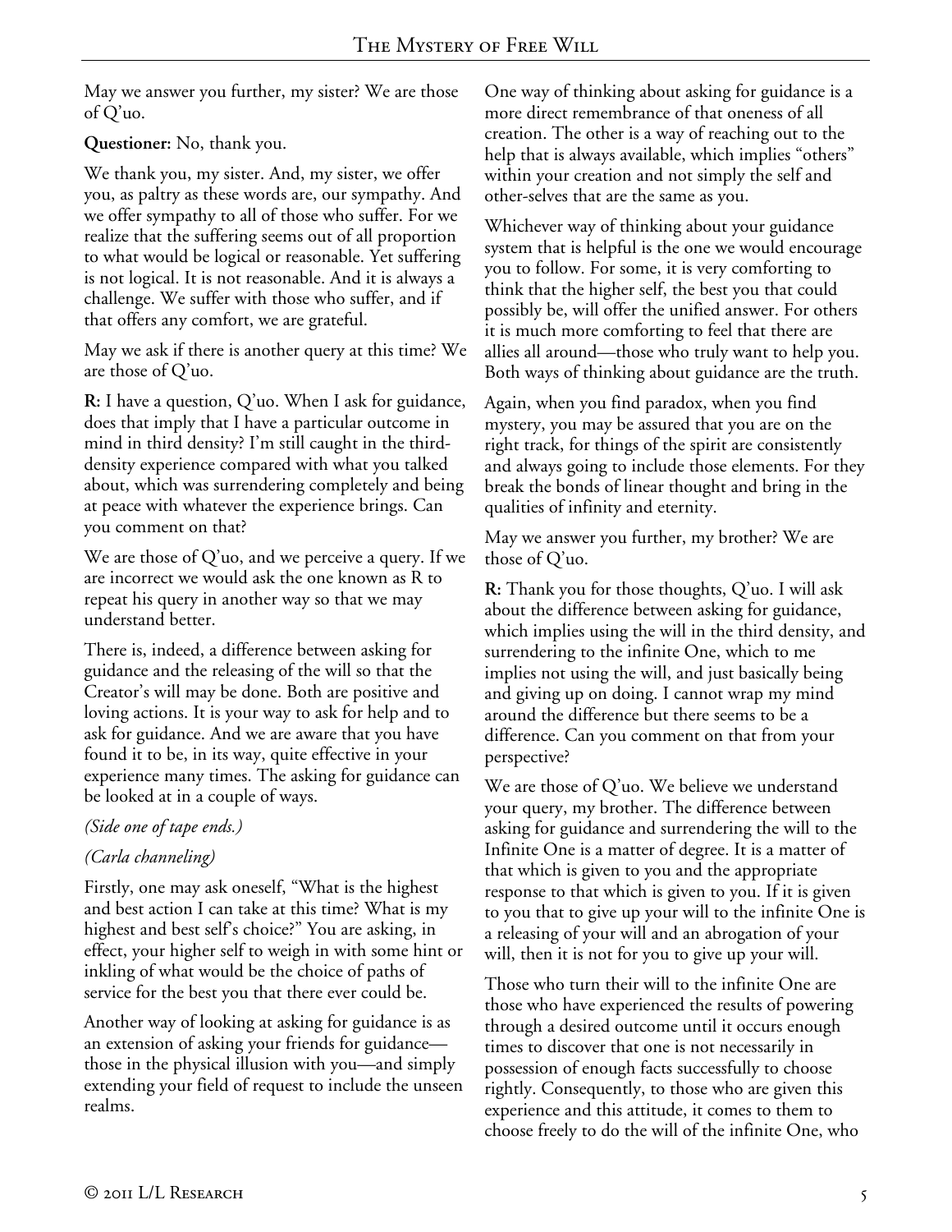May we answer you further, my sister? We are those of Q'uo.

**Questioner:** No, thank you.

We thank you, my sister. And, my sister, we offer you, as paltry as these words are, our sympathy. And we offer sympathy to all of those who suffer. For we realize that the suffering seems out of all proportion to what would be logical or reasonable. Yet suffering is not logical. It is not reasonable. And it is always a challenge. We suffer with those who suffer, and if that offers any comfort, we are grateful.

May we ask if there is another query at this time? We are those of Q'uo.

**R:** I have a question, Q'uo. When I ask for guidance, does that imply that I have a particular outcome in mind in third density? I'm still caught in the third-density experience compared with what you talked about, which was surrendering completely and being at peace with whatever the experience brings. Can you comment on that?

We are those of Q'uo, and we perceive a query. If we are incorrect we would ask the one known as R to repeat his query in another way so that we may understand better.

There is, indeed, a difference between asking for guidance and the releasing of the will so that the Creator's will may be done. Both are positive and loving actions. It is your way to ask for help and to ask for guidance. And we are aware that you have found it to be, in its way, quite effective in your experience many times. The asking for guidance can be looked at in a couple of ways.

*(Side one of tape ends.)*

*(Carla channeling)*

Firstly, one may ask oneself, "What is the highest and best action I can take at this time? What is my highest and best self's choice?" You are asking, in effect, your higher self to weigh in with some hint or inkling of what would be the choice of paths of service for the best you that there ever could be.

Another way of looking at asking for guidance is as an extension of asking your friends for guidance—those in the physical illusion with you—and simply extending your field of request to include the unseen realms.

One way of thinking about asking for guidance is a more direct remembrance of that oneness of all creation. The other is a way of reaching out to the help that is always available, which implies "others" within your creation and not simply the self and other-selves that are the same as you.

Whichever way of thinking about your guidance system that is helpful is the one we would encourage you to follow. For some, it is very comforting to think that the higher self, the best you that could possibly be, will offer the unified answer. For others it is much more comforting to feel that there are allies all around—those who truly want to help you. Both ways of thinking about guidance are the truth.

Again, when you find paradox, when you find mystery, you may be assured that you are on the right track, for things of the spirit are consistently and always going to include those elements. For they break the bonds of linear thought and bring in the qualities of infinity and eternity.

May we answer you further, my brother? We are those of Q'uo.

**R:** Thank you for those thoughts, Q'uo. I will ask about the difference between asking for guidance, which implies using the will in the third density, and surrendering to the infinite One, which to me implies not using the will, and just basically being and giving up on doing. I cannot wrap my mind around the difference but there seems to be a difference. Can you comment on that from your perspective?

We are those of Q'uo. We believe we understand your query, my brother. The difference between asking for guidance and surrendering the will to the Infinite One is a matter of degree. It is a matter of that which is given to you and the appropriate response to that which is given to you. If it is given to you that to give up your will to the infinite One is a releasing of your will and an abrogation of your will, then it is not for you to give up your will.

Those who turn their will to the infinite One are those who have experienced the results of powering through a desired outcome until it occurs enough times to discover that one is not necessarily in possession of enough facts successfully to choose rightly. Consequently, to those who are given this experience and this attitude, it comes to them to choose freely to do the will of the infinite One, who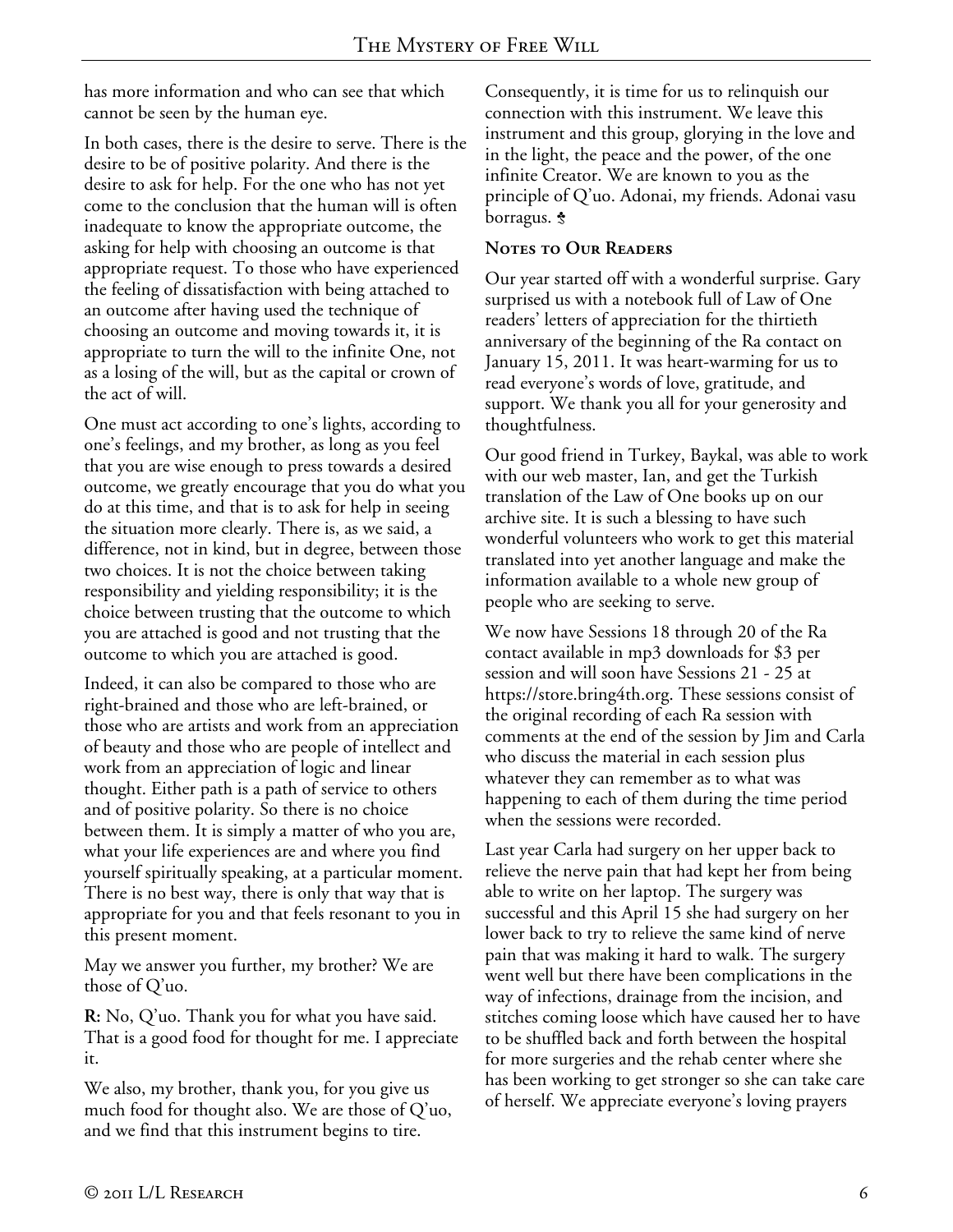has more information and who can see that which cannot be seen by the human eye.

In both cases, there is the desire to serve. There is the desire to be of positive polarity. And there is the desire to ask for help. For the one who has not yet come to the conclusion that the human will is often inadequate to know the appropriate outcome, the asking for help with choosing an outcome is that appropriate request. To those who have experienced the feeling of dissatisfaction with being attached to an outcome after having used the technique of choosing an outcome and moving towards it, it is appropriate to turn the will to the infinite One, not as a losing of the will, but as the capital or crown of the act of will.

One must act according to one's lights, according to one's feelings, and my brother, as long as you feel that you are wise enough to press towards a desired outcome, we greatly encourage that you do what you do at this time, and that is to ask for help in seeing the situation more clearly. There is, as we said, a difference, not in kind, but in degree, between those two choices. It is not the choice between taking responsibility and yielding responsibility; it is the choice between trusting that the outcome to which you are attached is good and not trusting that the outcome to which you are attached is good.

Indeed, it can also be compared to those who are right-brained and those who are left-brained, or those who are artists and work from an appreciation of beauty and those who are people of intellect and work from an appreciation of logic and linear thought. Either path is a path of service to others and of positive polarity. So there is no choice between them. It is simply a matter of who you are, what your life experiences are and where you find yourself spiritually speaking, at a particular moment. There is no best way, there is only that way that is appropriate for you and that feels resonant to you in this present moment.

May we answer you further, my brother? We are those of Q'uo.

**R:** No, Q'uo. Thank you for what you have said. That is a good food for thought for me. I appreciate it.

We also, my brother, thank you, for you give us much food for thought also. We are those of Q'uo, and we find that this instrument begins to tire. Consequently, it is time for us to relinquish our connection with this instrument. We leave this instrument and this group, glorying in the love and in the light, the peace and the power, of the one infinite Creator. We are known to you as the principle of Q'uo. Adonai, my friends. Adonai vasu borragus. ☥

## Notes to Our Readers

Our year started off with a wonderful surprise. Gary surprised us with a notebook full of Law of One readers' letters of appreciation for the thirtieth anniversary of the beginning of the Ra contact on January 15, 2011. It was heart-warming for us to read everyone's words of love, gratitude, and support. We thank you all for your generosity and thoughtfulness.

Our good friend in Turkey, Baykal, was able to work with our web master, Ian, and get the Turkish translation of the Law of One books up on our archive site. It is such a blessing to have such wonderful volunteers who work to get this material translated into yet another language and make the information available to a whole new group of people who are seeking to serve.

We now have Sessions 18 through 20 of the Ra contact available in mp3 downloads for $3 per session and will soon have Sessions 21 - 25 at https://store.bring4th.org. These sessions consist of the original recording of each Ra session with comments at the end of the session by Jim and Carla who discuss the material in each session plus whatever they can remember as to what was happening to each of them during the time period when the sessions were recorded.

Last year Carla had surgery on her upper back to relieve the nerve pain that had kept her from being able to write on her laptop. The surgery was successful and this April 15 she had surgery on her lower back to try to relieve the same kind of nerve pain that was making it hard to walk. The surgery went well but there have been complications in the way of infections, drainage from the incision, and stitches coming loose which have caused her to have to be shuffled back and forth between the hospital for more surgeries and the rehab center where she has been working to get stronger so she can take care of herself. We appreciate everyone's loving prayers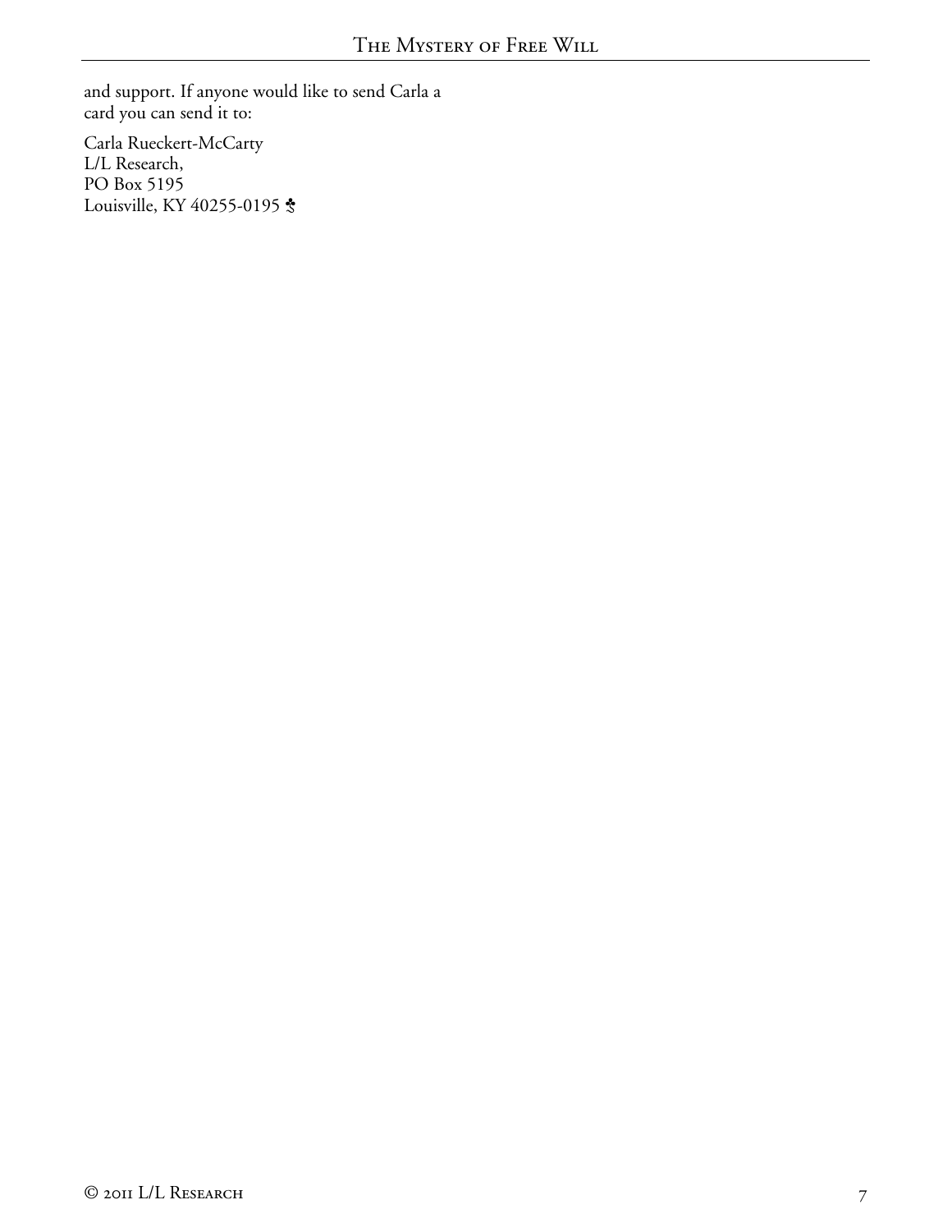and support. If anyone would like to send Carla a card you can send it to:

Carla Rueckert-McCarty
L/L Research,
PO Box 5195
Louisville, KY 40255-0195 ♣